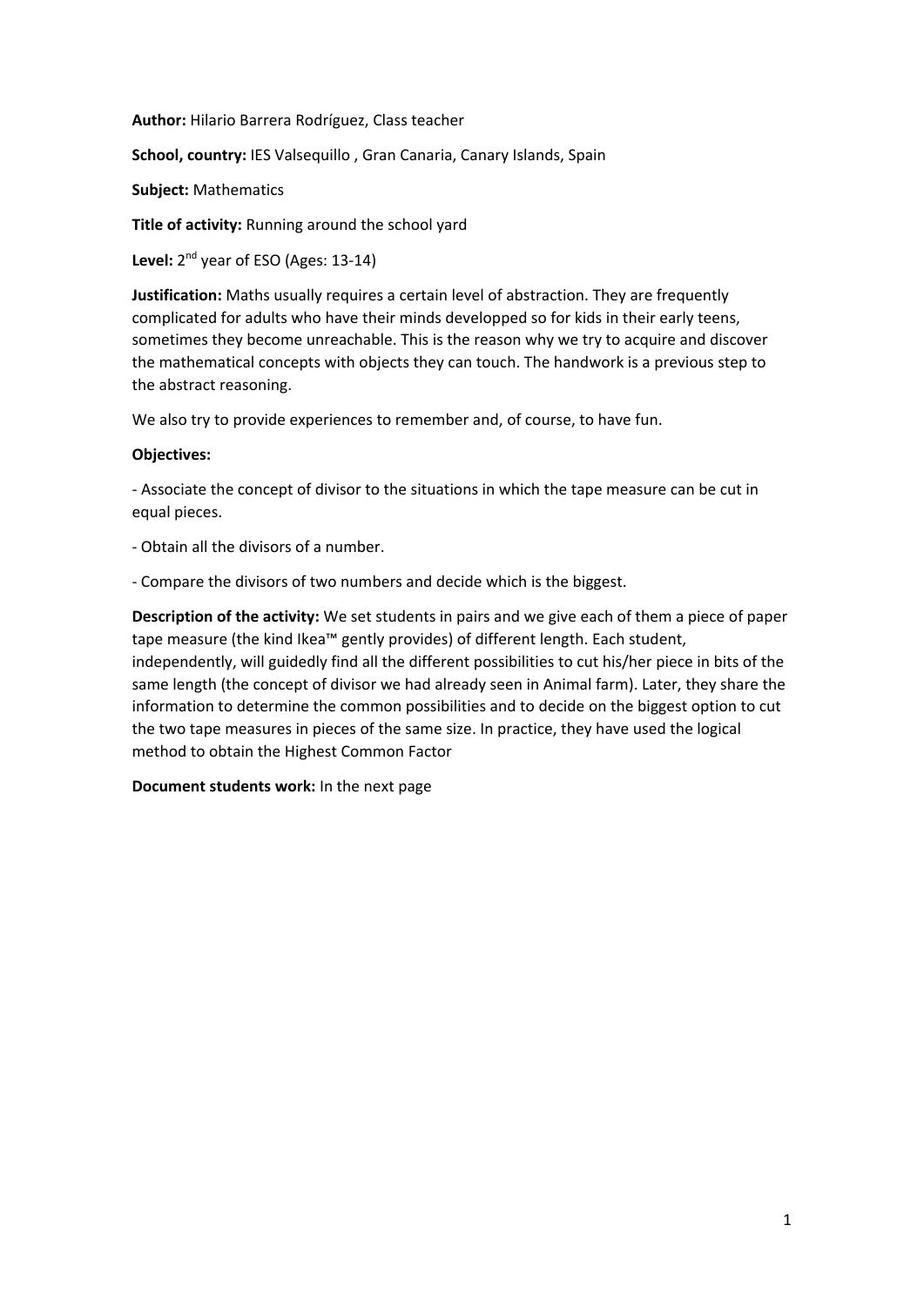**Author:** Hilario Barrera Rodríguez, Class teacher

**School, country:** IES Valsequillo , Gran Canaria, Canary Islands, Spain

**Subject:** Mathematics

**Title of activity:** Running around the school yard

**Level:** 2nd year of ESO (Ages: 13-14)

**Justification:** Maths usually requires a certain level of abstraction. They are frequently complicated for adults who have their minds developped so for kids in their early teens, sometimes they become unreachable. This is the reason why we try to acquire and discover the mathematical concepts with objects they can touch. The handwork is a previous step to the abstract reasoning.

We also try to provide experiences to remember and, of course, to have fun.

**Objectives:**

- Associate the concept of divisor to the situations in which the tape measure can be cut in equal pieces.

- Obtain all the divisors of a number.

- Compare the divisors of two numbers and decide which is the biggest.

**Description of the activity:** We set students in pairs and we give each of them a piece of paper tape measure (the kind Ikea™ gently provides) of different length. Each student, independently, will guidedly find all the different possibilities to cut his/her piece in bits of the same length (the concept of divisor we had already seen in Animal farm). Later, they share the information to determine the common possibilities and to decide on the biggest option to cut the two tape measures in pieces of the same size. In practice, they have used the logical method to obtain the Highest Common Factor

**Document students work:** In the next page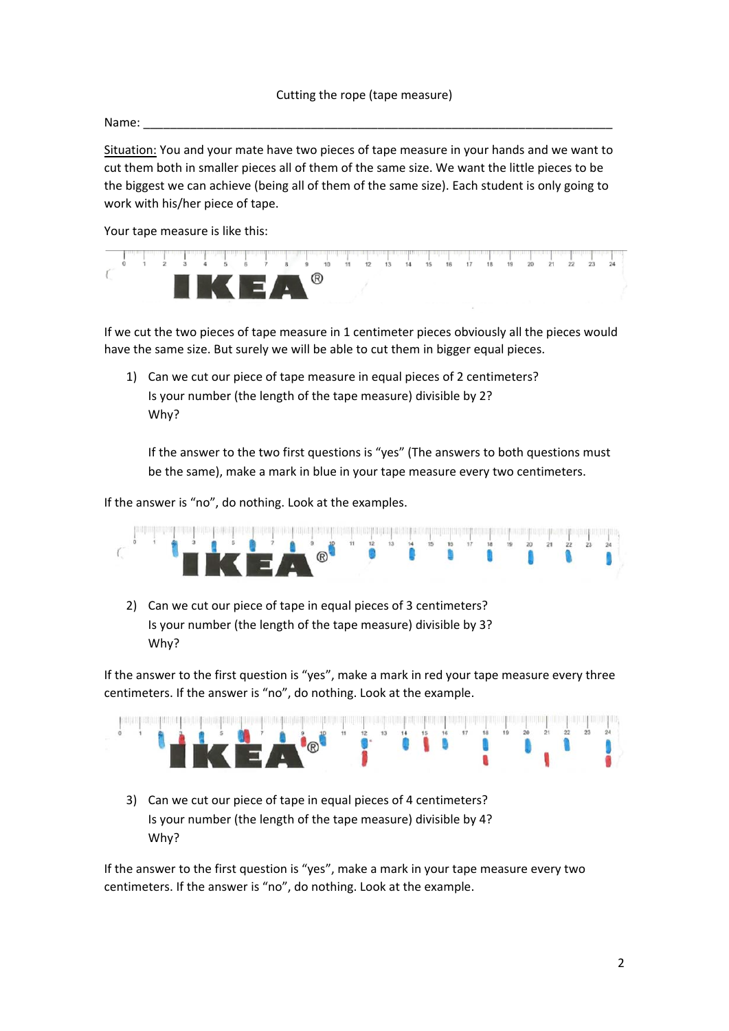Cutting the rope (tape measure)

Name: ___________________________________________________________________________

Situation: You and your mate have two pieces of tape measure in your hands and we want to cut them both in smaller pieces all of them of the same size. We want the little pieces to be the biggest we can achieve (being all of them of the same size). Each student is only going to work with his/her piece of tape.

Your tape measure is like this:

If we cut the two pieces of tape measure in 1 centimeter pieces obviously all the pieces would have the same size. But surely we will be able to cut them in bigger equal pieces.

1) Can we cut our piece of tape measure in equal pieces of 2 centimeters?
   Is your number (the length of the tape measure) divisible by 2?
   Why?

   If the answer to the two first questions is "yes" (The answers to both questions must be the same), make a mark in blue in your tape measure every two centimeters.

If the answer is "no", do nothing. Look at the examples.

2) Can we cut our piece of tape in equal pieces of 3 centimeters?
   Is your number (the length of the tape measure) divisible by 3?
   Why?

If the answer to the first question is "yes", make a mark in red your tape measure every three centimeters. If the answer is "no", do nothing. Look at the example.

3) Can we cut our piece of tape in equal pieces of 4 centimeters?
   Is your number (the length of the tape measure) divisible by 4?
   Why?

If the answer to the first question is "yes", make a mark in your tape measure every two centimeters. If the answer is "no", do nothing. Look at the example.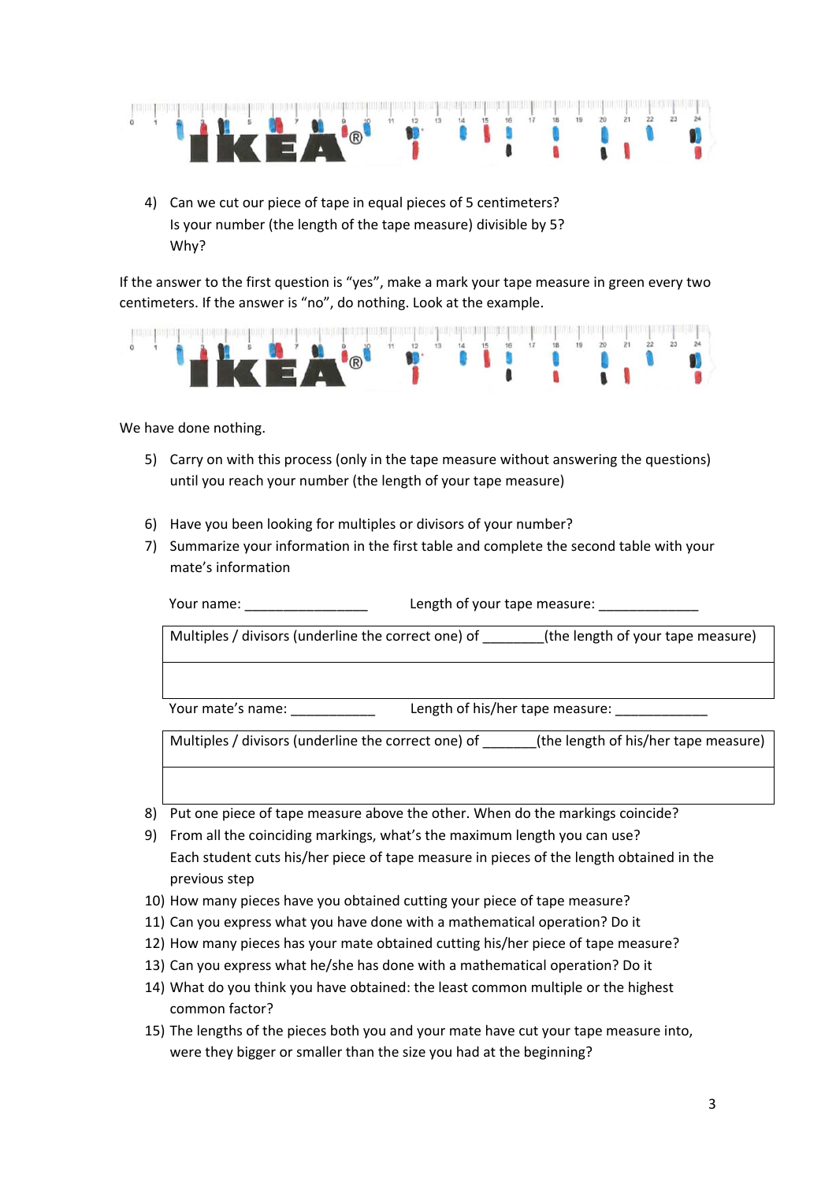4) Can we cut our piece of tape in equal pieces of 5 centimeters?
   Is your number (the length of the tape measure) divisible by 5?
   Why?

If the answer to the first question is "yes", make a mark your tape measure in green every two centimeters. If the answer is "no", do nothing. Look at the example.

We have done nothing.

5) Carry on with this process (only in the tape measure without answering the questions) until you reach your number (the length of your tape measure)

6) Have you been looking for multiples or divisors of your number?
7) Summarize your information in the first table and complete the second table with your mate's information

Your name: ________________   Length of your tape measure: _____________

| Multiples / divisors (underline the correct one) of ________(the length of your tape measure) |
|---|
| |

Your mate's name: ___________   Length of his/her tape measure: ____________

| Multiples / divisors (underline the correct one) of _______(the length of his/her tape measure) |
|---|
| |

8) Put one piece of tape measure above the other. When do the markings coincide?
9) From all the coinciding markings, what's the maximum length you can use?
   Each student cuts his/her piece of tape measure in pieces of the length obtained in the previous step
10) How many pieces have you obtained cutting your piece of tape measure?
11) Can you express what you have done with a mathematical operation? Do it
12) How many pieces has your mate obtained cutting his/her piece of tape measure?
13) Can you express what he/she has done with a mathematical operation? Do it
14) What do you think you have obtained: the least common multiple or the highest common factor?
15) The lengths of the pieces both you and your mate have cut your tape measure into, were they bigger or smaller than the size you had at the beginning?